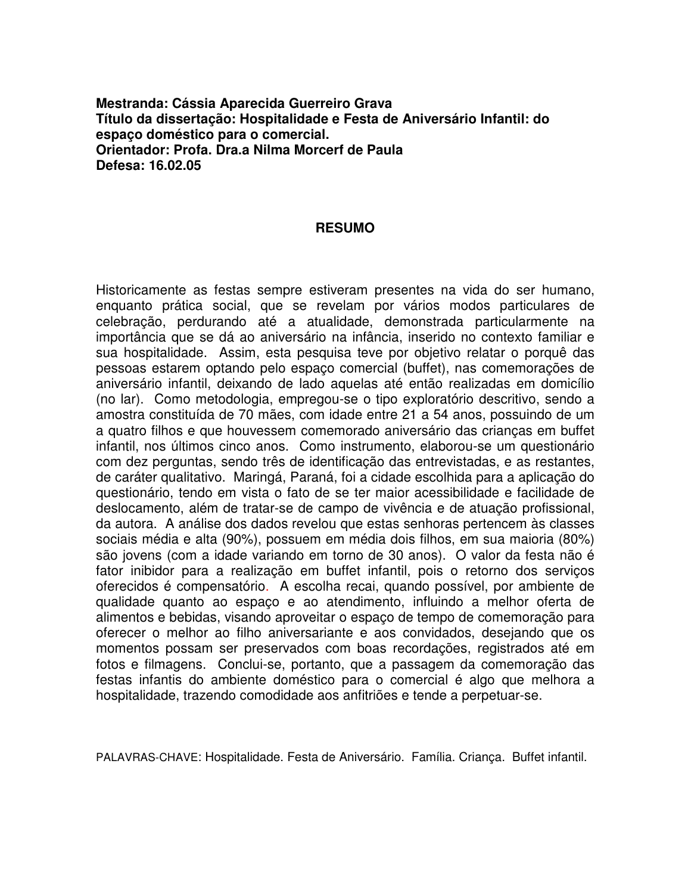**Mestranda: Cássia Aparecida Guerreiro Grava**
**Título da dissertação: Hospitalidade e Festa de Aniversário Infantil: do espaço doméstico para o comercial.**
**Orientador: Profa. Dra.a Nilma Morcerf de Paula**
**Defesa: 16.02.05**

## RESUMO

Historicamente as festas sempre estiveram presentes na vida do ser humano, enquanto prática social, que se revelam por vários modos particulares de celebração, perdurando até a atualidade, demonstrada particularmente na importância que se dá ao aniversário na infância, inserido no contexto familiar e sua hospitalidade. Assim, esta pesquisa teve por objetivo relatar o porquê das pessoas estarem optando pelo espaço comercial (buffet), nas comemorações de aniversário infantil, deixando de lado aquelas até então realizadas em domicílio (no lar). Como metodologia, empregou-se o tipo exploratório descritivo, sendo a amostra constituída de 70 mães, com idade entre 21 a 54 anos, possuindo de um a quatro filhos e que houvessem comemorado aniversário das crianças em buffet infantil, nos últimos cinco anos. Como instrumento, elaborou-se um questionário com dez perguntas, sendo três de identificação das entrevistadas, e as restantes, de caráter qualitativo. Maringá, Paraná, foi a cidade escolhida para a aplicação do questionário, tendo em vista o fato de se ter maior acessibilidade e facilidade de deslocamento, além de tratar-se de campo de vivência e de atuação profissional, da autora. A análise dos dados revelou que estas senhoras pertencem às classes sociais média e alta (90%), possuem em média dois filhos, em sua maioria (80%) são jovens (com a idade variando em torno de 30 anos). O valor da festa não é fator inibidor para a realização em buffet infantil, pois o retorno dos serviços oferecidos é compensatório. A escolha recai, quando possível, por ambiente de qualidade quanto ao espaço e ao atendimento, influindo a melhor oferta de alimentos e bebidas, visando aproveitar o espaço de tempo de comemoração para oferecer o melhor ao filho aniversariante e aos convidados, desejando que os momentos possam ser preservados com boas recordações, registrados até em fotos e filmagens. Conclui-se, portanto, que a passagem da comemoração das festas infantis do ambiente doméstico para o comercial é algo que melhora a hospitalidade, trazendo comodidade aos anfitriões e tende a perpetuar-se.

PALAVRAS-CHAVE: Hospitalidade. Festa de Aniversário. Família. Criança. Buffet infantil.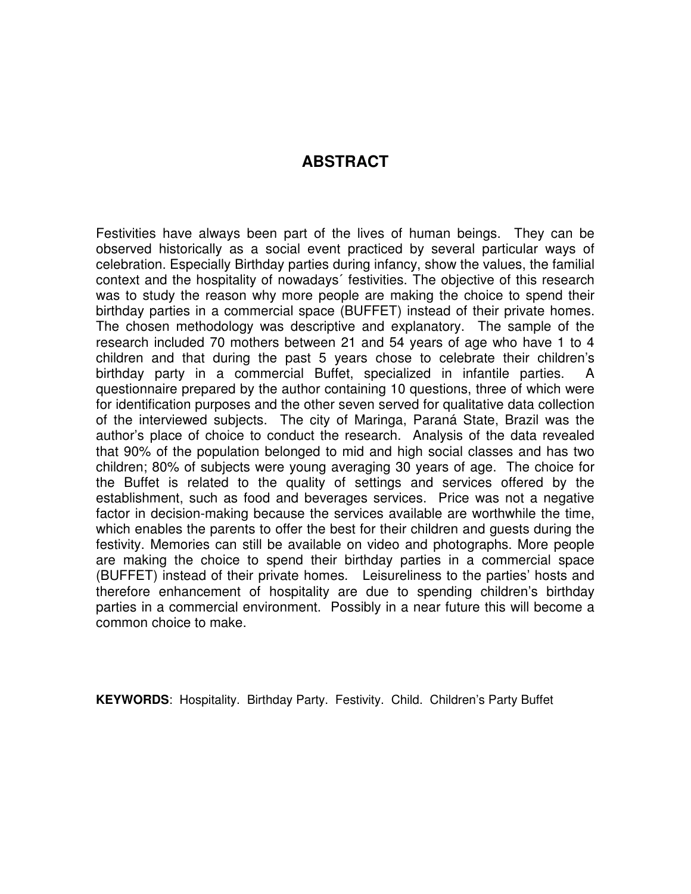# ABSTRACT

Festivities have always been part of the lives of human beings. They can be observed historically as a social event practiced by several particular ways of celebration. Especially Birthday parties during infancy, show the values, the familial context and the hospitality of nowadays´ festivities. The objective of this research was to study the reason why more people are making the choice to spend their birthday parties in a commercial space (BUFFET) instead of their private homes. The chosen methodology was descriptive and explanatory. The sample of the research included 70 mothers between 21 and 54 years of age who have 1 to 4 children and that during the past 5 years chose to celebrate their children's birthday party in a commercial Buffet, specialized in infantile parties. A questionnaire prepared by the author containing 10 questions, three of which were for identification purposes and the other seven served for qualitative data collection of the interviewed subjects. The city of Maringa, Paraná State, Brazil was the author's place of choice to conduct the research. Analysis of the data revealed that 90% of the population belonged to mid and high social classes and has two children; 80% of subjects were young averaging 30 years of age. The choice for the Buffet is related to the quality of settings and services offered by the establishment, such as food and beverages services. Price was not a negative factor in decision-making because the services available are worthwhile the time, which enables the parents to offer the best for their children and guests during the festivity. Memories can still be available on video and photographs. More people are making the choice to spend their birthday parties in a commercial space (BUFFET) instead of their private homes. Leisureliness to the parties' hosts and therefore enhancement of hospitality are due to spending children's birthday parties in a commercial environment. Possibly in a near future this will become a common choice to make.

**KEYWORDS**: Hospitality. Birthday Party. Festivity. Child. Children's Party Buffet